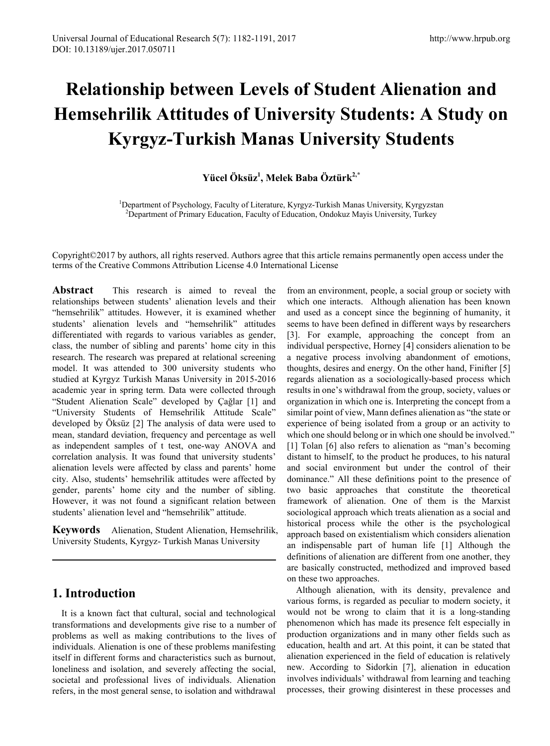# Relationship between Levels of Student Alienation and Hemsehrilik Attitudes of University Students: A Study on Kyrgyz-Turkish Manas University Students

**Yücel Öksüz[1], Melek Baba Öztürk[2,*]**

[1]Department of Psychology, Faculty of Literature, Kyrgyz-Turkish Manas University, Kyrgyzstan
[2]Department of Primary Education, Faculty of Education, Ondokuz Mayis University, Turkey

Copyright©2017 by authors, all rights reserved. Authors agree that this article remains permanently open access under the terms of the Creative Commons Attribution License 4.0 International License

**Abstract** This research is aimed to reveal the relationships between students' alienation levels and their "hemsehrilik" attitudes. However, it is examined whether students' alienation levels and "hemsehrilik" attitudes differentiated with regards to various variables as gender, class, the number of sibling and parents' home city in this research. The research was prepared at relational screening model. It was attended to 300 university students who studied at Kyrgyz Turkish Manas University in 2015-2016 academic year in spring term. Data were collected through "Student Alienation Scale" developed by Çağlar [1] and "University Students of Hemsehrilik Attitude Scale" developed by Öksüz [2] The analysis of data were used to mean, standard deviation, frequency and percentage as well as independent samples of t test, one-way ANOVA and correlation analysis. It was found that university students' alienation levels were affected by class and parents' home city. Also, students' hemsehrilik attitudes were affected by gender, parents' home city and the number of sibling. However, it was not found a significant relation between students' alienation level and "hemsehrilik" attitude.

**Keywords** Alienation, Student Alienation, Hemsehrilik, University Students, Kyrgyz- Turkish Manas University

## 1. Introduction

It is a known fact that cultural, social and technological transformations and developments give rise to a number of problems as well as making contributions to the lives of individuals. Alienation is one of these problems manifesting itself in different forms and characteristics such as burnout, loneliness and isolation, and severely affecting the social, societal and professional lives of individuals. Alienation refers, in the most general sense, to isolation and withdrawal from an environment, people, a social group or society with which one interacts. Although alienation has been known and used as a concept since the beginning of humanity, it seems to have been defined in different ways by researchers [3]. For example, approaching the concept from an individual perspective, Horney [4] considers alienation to be a negative process involving abandonment of emotions, thoughts, desires and energy. On the other hand, Finifter [5] regards alienation as a sociologically-based process which results in one's withdrawal from the group, society, values or organization in which one is. Interpreting the concept from a similar point of view, Mann defines alienation as "the state or experience of being isolated from a group or an activity to which one should belong or in which one should be involved." [1] Tolan [6] also refers to alienation as "man's becoming distant to himself, to the product he produces, to his natural and social environment but under the control of their dominance." All these definitions point to the presence of two basic approaches that constitute the theoretical framework of alienation. One of them is the Marxist sociological approach which treats alienation as a social and historical process while the other is the psychological approach based on existentialism which considers alienation an indispensable part of human life [1] Although the definitions of alienation are different from one another, they are basically constructed, methodized and improved based on these two approaches.

Although alienation, with its density, prevalence and various forms, is regarded as peculiar to modern society, it would not be wrong to claim that it is a long-standing phenomenon which has made its presence felt especially in production organizations and in many other fields such as education, health and art. At this point, it can be stated that alienation experienced in the field of education is relatively new. According to Sidorkin [7], alienation in education involves individuals' withdrawal from learning and teaching processes, their growing disinterest in these processes and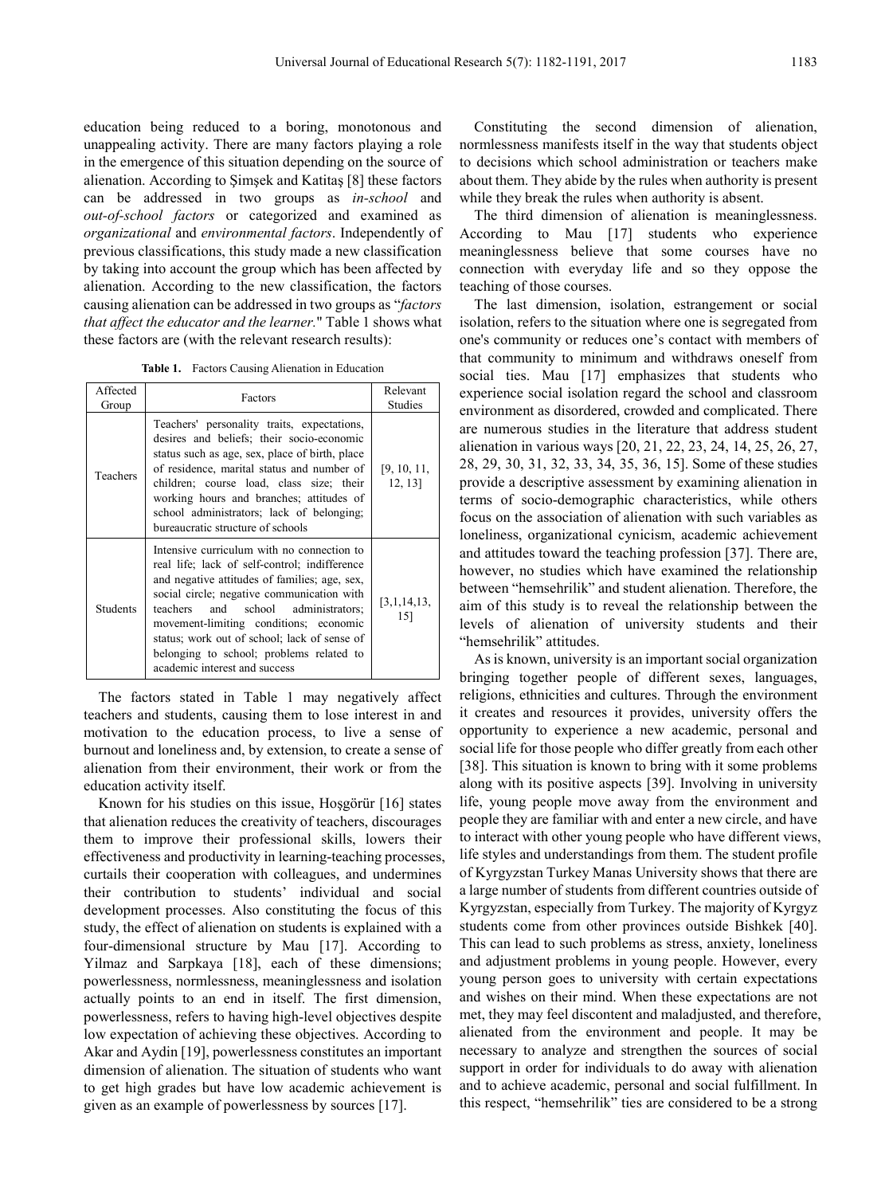education being reduced to a boring, monotonous and unappealing activity. There are many factors playing a role in the emergence of this situation depending on the source of alienation. According to Şimşek and Katitaş [8] these factors can be addressed in two groups as *in-school* and *out-of-school factors* or categorized and examined as *organizational* and *environmental factors*. Independently of previous classifications, this study made a new classification by taking into account the group which has been affected by alienation. According to the new classification, the factors causing alienation can be addressed in two groups as "*factors that affect the educator and the learner.*" Table 1 shows what these factors are (with the relevant research results):

**Table 1.** Factors Causing Alienation in Education

| Affected Group | Factors | Relevant Studies |
|---|---|---|
| Teachers | Teachers' personality traits, expectations, desires and beliefs; their socio-economic status such as age, sex, place of birth, place of residence, marital status and number of children; course load, class size; their working hours and branches; attitudes of school administrators; lack of belonging; bureaucratic structure of schools | [9, 10, 11, 12, 13] |
| Students | Intensive curriculum with no connection to real life; lack of self-control; indifference and negative attitudes of families; age, sex, social circle; negative communication with teachers and school administrators; movement-limiting conditions; economic status; work out of school; lack of sense of belonging to school; problems related to academic interest and success | [3,1,14,13, 15] |

The factors stated in Table 1 may negatively affect teachers and students, causing them to lose interest in and motivation to the education process, to live a sense of burnout and loneliness and, by extension, to create a sense of alienation from their environment, their work or from the education activity itself.

Known for his studies on this issue, Hoşgörür [16] states that alienation reduces the creativity of teachers, discourages them to improve their professional skills, lowers their effectiveness and productivity in learning-teaching processes, curtails their cooperation with colleagues, and undermines their contribution to students' individual and social development processes. Also constituting the focus of this study, the effect of alienation on students is explained with a four-dimensional structure by Mau [17]. According to Yilmaz and Sarpkaya [18], each of these dimensions; powerlessness, normlessness, meaninglessness and isolation actually points to an end in itself. The first dimension, powerlessness, refers to having high-level objectives despite low expectation of achieving these objectives. According to Akar and Aydin [19], powerlessness constitutes an important dimension of alienation. The situation of students who want to get high grades but have low academic achievement is given as an example of powerlessness by sources [17].

Constituting the second dimension of alienation, normlessness manifests itself in the way that students object to decisions which school administration or teachers make about them. They abide by the rules when authority is present while they break the rules when authority is absent.

The third dimension of alienation is meaninglessness. According to Mau [17] students who experience meaninglessness believe that some courses have no connection with everyday life and so they oppose the teaching of those courses.

The last dimension, isolation, estrangement or social isolation, refers to the situation where one is segregated from one's community or reduces one's contact with members of that community to minimum and withdraws oneself from social ties. Mau [17] emphasizes that students who experience social isolation regard the school and classroom environment as disordered, crowded and complicated. There are numerous studies in the literature that address student alienation in various ways [20, 21, 22, 23, 24, 14, 25, 26, 27, 28, 29, 30, 31, 32, 33, 34, 35, 36, 15]. Some of these studies provide a descriptive assessment by examining alienation in terms of socio-demographic characteristics, while others focus on the association of alienation with such variables as loneliness, organizational cynicism, academic achievement and attitudes toward the teaching profession [37]. There are, however, no studies which have examined the relationship between "hemsehrilik" and student alienation. Therefore, the aim of this study is to reveal the relationship between the levels of alienation of university students and their "hemsehrilik" attitudes.

As is known, university is an important social organization bringing together people of different sexes, languages, religions, ethnicities and cultures. Through the environment it creates and resources it provides, university offers the opportunity to experience a new academic, personal and social life for those people who differ greatly from each other [38]. This situation is known to bring with it some problems along with its positive aspects [39]. Involving in university life, young people move away from the environment and people they are familiar with and enter a new circle, and have to interact with other young people who have different views, life styles and understandings from them. The student profile of Kyrgyzstan Turkey Manas University shows that there are a large number of students from different countries outside of Kyrgyzstan, especially from Turkey. The majority of Kyrgyz students come from other provinces outside Bishkek [40]. This can lead to such problems as stress, anxiety, loneliness and adjustment problems in young people. However, every young person goes to university with certain expectations and wishes on their mind. When these expectations are not met, they may feel discontent and maladjusted, and therefore, alienated from the environment and people. It may be necessary to analyze and strengthen the sources of social support in order for individuals to do away with alienation and to achieve academic, personal and social fulfillment. In this respect, "hemsehrilik" ties are considered to be a strong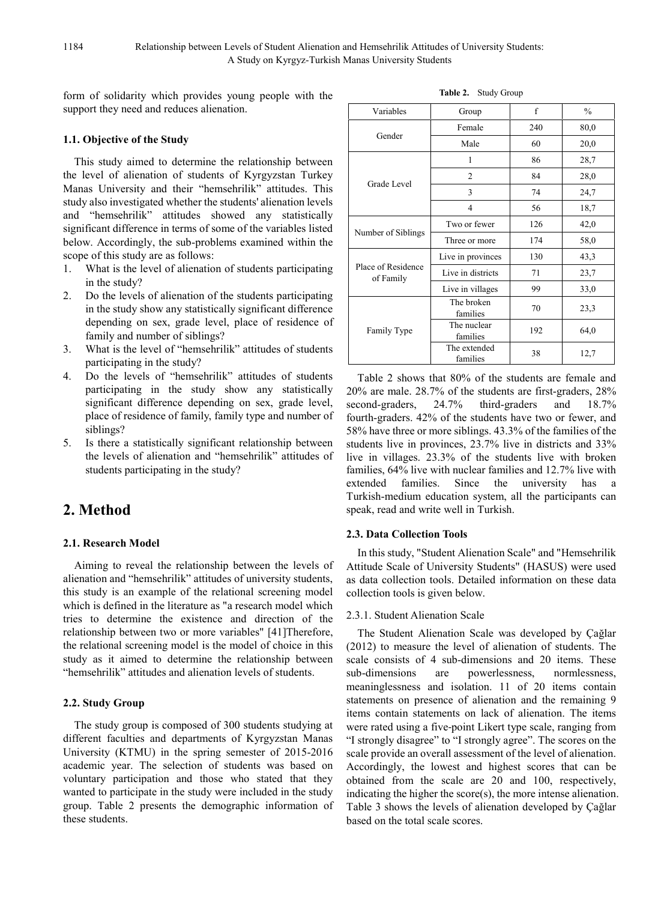form of solidarity which provides young people with the support they need and reduces alienation.

### 1.1. Objective of the Study

This study aimed to determine the relationship between the level of alienation of students of Kyrgyzstan Turkey Manas University and their "hemsehrilik" attitudes. This study also investigated whether the students' alienation levels and "hemsehrilik" attitudes showed any statistically significant difference in terms of some of the variables listed below. Accordingly, the sub-problems examined within the scope of this study are as follows:

1. What is the level of alienation of students participating in the study?
2. Do the levels of alienation of the students participating in the study show any statistically significant difference depending on sex, grade level, place of residence of family and number of siblings?
3. What is the level of "hemsehrilik" attitudes of students participating in the study?
4. Do the levels of "hemsehrilik" attitudes of students participating in the study show any statistically significant difference depending on sex, grade level, place of residence of family, family type and number of siblings?
5. Is there a statistically significant relationship between the levels of alienation and "hemsehrilik" attitudes of students participating in the study?

## 2. Method

### 2.1. Research Model

Aiming to reveal the relationship between the levels of alienation and "hemsehrilik" attitudes of university students, this study is an example of the relational screening model which is defined in the literature as "a research model which tries to determine the existence and direction of the relationship between two or more variables" [41]Therefore, the relational screening model is the model of choice in this study as it aimed to determine the relationship between "hemsehrilik" attitudes and alienation levels of students.

### 2.2. Study Group

The study group is composed of 300 students studying at different faculties and departments of Kyrgyzstan Manas University (KTMU) in the spring semester of 2015-2016 academic year. The selection of students was based on voluntary participation and those who stated that they wanted to participate in the study were included in the study group. Table 2 presents the demographic information of these students.

**Table 2.** Study Group

| Variables | Group | f | % |
|---|---|---|---|
| Gender | Female | 240 | 80,0 |
| | Male | 60 | 20,0 |
| Grade Level | 1 | 86 | 28,7 |
| | 2 | 84 | 28,0 |
| | 3 | 74 | 24,7 |
| | 4 | 56 | 18,7 |
| Number of Siblings | Two or fewer | 126 | 42,0 |
| | Three or more | 174 | 58,0 |
| Place of Residence of Family | Live in provinces | 130 | 43,3 |
| | Live in districts | 71 | 23,7 |
| | Live in villages | 99 | 33,0 |
| Family Type | The broken families | 70 | 23,3 |
| | The nuclear families | 192 | 64,0 |
| | The extended families | 38 | 12,7 |

Table 2 shows that 80% of the students are female and 20% are male. 28.7% of the students are first-graders, 28% second-graders, 24.7% third-graders and 18.7% fourth-graders. 42% of the students have two or fewer, and 58% have three or more siblings. 43.3% of the families of the students live in provinces, 23.7% live in districts and 33% live in villages. 23.3% of the students live with broken families, 64% live with nuclear families and 12.7% live with extended families. Since the university has a Turkish-medium education system, all the participants can speak, read and write well in Turkish.

### 2.3. Data Collection Tools

In this study, "Student Alienation Scale" and "Hemsehrilik Attitude Scale of University Students" (HASUS) were used as data collection tools. Detailed information on these data collection tools is given below.

#### 2.3.1. Student Alienation Scale

The Student Alienation Scale was developed by Çağlar (2012) to measure the level of alienation of students. The scale consists of 4 sub-dimensions and 20 items. These sub-dimensions are powerlessness, normlessness, meaninglessness and isolation. 11 of 20 items contain statements on presence of alienation and the remaining 9 items contain statements on lack of alienation. The items were rated using a five-point Likert type scale, ranging from "I strongly disagree" to "I strongly agree". The scores on the scale provide an overall assessment of the level of alienation. Accordingly, the lowest and highest scores that can be obtained from the scale are 20 and 100, respectively, indicating the higher the score(s), the more intense alienation. Table 3 shows the levels of alienation developed by Çağlar based on the total scale scores.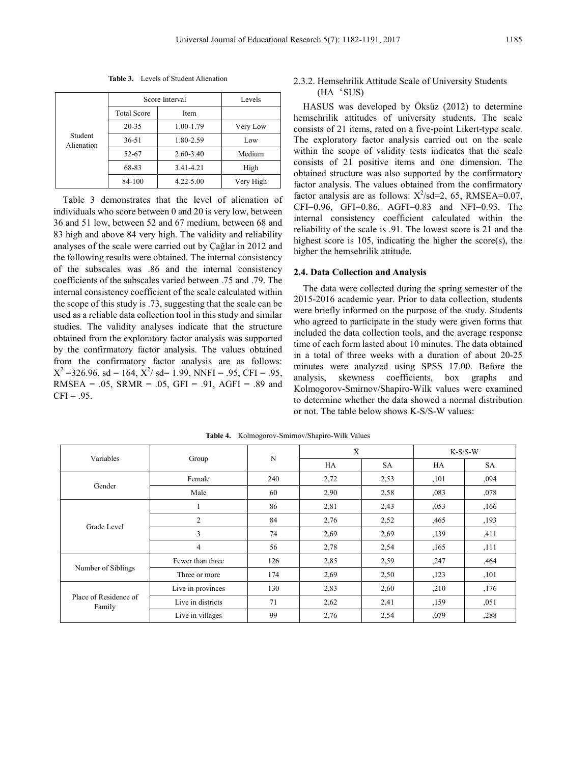**Table 3.** Levels of Student Alienation

| | Score Interval | | Levels |
|---|---|---|---|
| | Total Score | Item | |
| Student Alienation | 20-35 | 1.00-1.79 | Very Low |
| | 36-51 | 1.80-2.59 | Low |
| | 52-67 | 2.60-3.40 | Medium |
| | 68-83 | 3.41-4.21 | High |
| | 84-100 | 4.22-5.00 | Very High |

Table 3 demonstrates that the level of alienation of individuals who score between 0 and 20 is very low, between 36 and 51 low, between 52 and 67 medium, between 68 and 83 high and above 84 very high. The validity and reliability analyses of the scale were carried out by Çağlar in 2012 and the following results were obtained. The internal consistency of the subscales was .86 and the internal consistency coefficients of the subscales varied between .75 and .79. The internal consistency coefficient of the scale calculated within the scope of this study is .73, suggesting that the scale can be used as a reliable data collection tool in this study and similar studies. The validity analyses indicate that the structure obtained from the exploratory factor analysis was supported by the confirmatory factor analysis. The values obtained from the confirmatory factor analysis are as follows: $X^2$ =326.96, sd = 164, $X^2$/ sd= 1.99, NNFI = .95, CFI = .95, RMSEA = .05, SRMR = .05, GFI = .91, AGFI = .89 and CFI = .95.

### 2.3.2. Hemsehrilik Attitude Scale of University Students (HA'SUS)

HASUS was developed by Öksüz (2012) to determine hemsehrilik attitudes of university students. The scale consists of 21 items, rated on a five-point Likert-type scale. The exploratory factor analysis carried out on the scale within the scope of validity tests indicates that the scale consists of 21 positive items and one dimension. The obtained structure was also supported by the confirmatory factor analysis. The values obtained from the confirmatory factor analysis are as follows: $X^2$/sd=2, 65, RMSEA=0.07, CFI=0.96, GFI=0.86, AGFI=0.83 and NFI=0.93. The internal consistency coefficient calculated within the reliability of the scale is .91. The lowest score is 21 and the highest score is 105, indicating the higher the score(s), the higher the hemsehrilik attitude.

## 2.4. Data Collection and Analysis

The data were collected during the spring semester of the 2015-2016 academic year. Prior to data collection, students were briefly informed on the purpose of the study. Students who agreed to participate in the study were given forms that included the data collection tools, and the average response time of each form lasted about 10 minutes. The data obtained in a total of three weeks with a duration of about 20-25 minutes were analyzed using SPSS 17.00. Before the analysis, skewness coefficients, box graphs and Kolmogorov-Smirnov/Shapiro-Wilk values were examined to determine whether the data showed a normal distribution or not. The table below shows K-S/S-W values:

**Table 4.** Kolmogorov-Smirnov/Shapiro-Wilk Values

| Variables | Group | N | $\bar{X}$ | | K-S/S-W | |
|---|---|---|---|---|---|---|
| | | | HA | SA | HA | SA |
| Gender | Female | 240 | 2,72 | 2,53 | ,101 | ,094 |
| | Male | 60 | 2,90 | 2,58 | ,083 | ,078 |
| Grade Level | 1 | 86 | 2,81 | 2,43 | ,053 | ,166 |
| | 2 | 84 | 2,76 | 2,52 | ,465 | ,193 |
| | 3 | 74 | 2,69 | 2,69 | ,139 | ,411 |
| | 4 | 56 | 2,78 | 2,54 | ,165 | ,111 |
| Number of Siblings | Fewer than three | 126 | 2,85 | 2,59 | ,247 | ,464 |
| | Three or more | 174 | 2,69 | 2,50 | ,123 | ,101 |
| Place of Residence of Family | Live in provinces | 130 | 2,83 | 2,60 | ,210 | ,176 |
| | Live in districts | 71 | 2,62 | 2,41 | ,159 | ,051 |
| | Live in villages | 99 | 2,76 | 2,54 | ,079 | ,288 |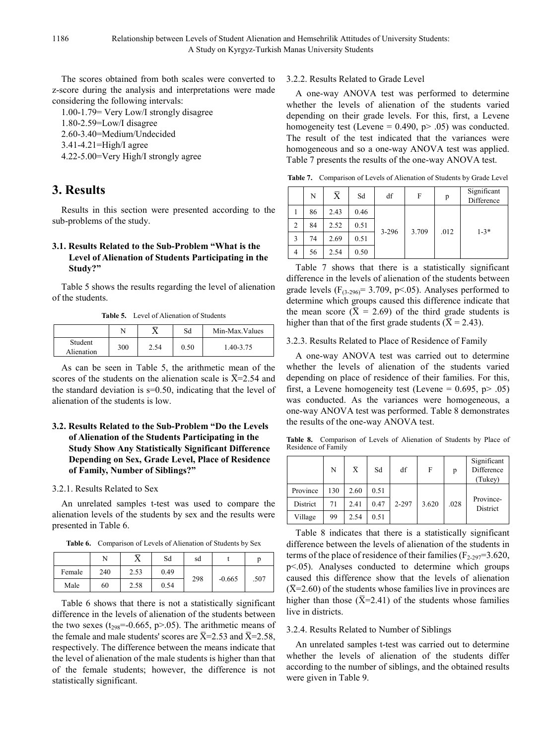The scores obtained from both scales were converted to z-score during the analysis and interpretations were made considering the following intervals:

1.00-1.79= Very Low/I strongly disagree
1.80-2.59=Low/I disagree
2.60-3.40=Medium/Undecided
3.41-4.21=High/I agree
4.22-5.00=Very High/I strongly agree

# 3. Results

Results in this section were presented according to the sub-problems of the study.

### 3.1. Results Related to the Sub-Problem "What is the Level of Alienation of Students Participating in the Study?"

Table 5 shows the results regarding the level of alienation of the students.

**Table 5.** Level of Alienation of Students

| | N | $\bar{X}$ | Sd | Min-Max.Values |
|---|---|---|---|---|
| Student Alienation | 300 | 2.54 | 0.50 | 1.40-3.75 |

As can be seen in Table 5, the arithmetic mean of the scores of the students on the alienation scale is $\bar{X}$=2.54 and the standard deviation is s=0.50, indicating that the level of alienation of the students is low.

### 3.2. Results Related to the Sub-Problem "Do the Levels of Alienation of the Students Participating in the Study Show Any Statistically Significant Difference Depending on Sex, Grade Level, Place of Residence of Family, Number of Siblings?"

#### 3.2.1. Results Related to Sex

An unrelated samples t-test was used to compare the alienation levels of the students by sex and the results were presented in Table 6.

**Table 6.** Comparison of Levels of Alienation of Students by Sex

| | N | $\bar{X}$ | Sd | sd | t | p |
|---|---|---|---|---|---|---|
| Female | 240 | 2.53 | 0.49 | 298 | -0.665 | .507 |
| Male | 60 | 2.58 | 0.54 | | | |

Table 6 shows that there is not a statistically significant difference in the levels of alienation of the students between the two sexes ($t_{298}$=-0.665, p>.05). The arithmetic means of the female and male students' scores are $\bar{X}$=2.53 and $\bar{X}$=2.58, respectively. The difference between the means indicate that the level of alienation of the male students is higher than that of the female students; however, the difference is not statistically significant.

#### 3.2.2. Results Related to Grade Level

A one-way ANOVA test was performed to determine whether the levels of alienation of the students varied depending on their grade levels. For this, first, a Levene homogeneity test (Levene = 0.490, p> .05) was conducted. The result of the test indicated that the variances were homogeneous and so a one-way ANOVA test was applied. Table 7 presents the results of the one-way ANOVA test.

**Table 7.** Comparison of Levels of Alienation of Students by Grade Level

| | N | $\bar{X}$ | Sd | df | F | p | Significant Difference |
|---|---|---|---|---|---|---|---|
| 1 | 86 | 2.43 | 0.46 | 3-296 | 3.709 | .012 | 1-3* |
| 2 | 84 | 2.52 | 0.51 | | | | |
| 3 | 74 | 2.69 | 0.51 | | | | |
| 4 | 56 | 2.54 | 0.50 | | | | |

Table 7 shows that there is a statistically significant difference in the levels of alienation of the students between grade levels ($F_{(3-296)}$= 3.709, p<.05). Analyses performed to determine which groups caused this difference indicate that the mean score ($\bar{X}$ = 2.69) of the third grade students is higher than that of the first grade students ($\bar{X}$ = 2.43).

#### 3.2.3. Results Related to Place of Residence of Family

A one-way ANOVA test was carried out to determine whether the levels of alienation of the students varied depending on place of residence of their families. For this, first, a Levene homogeneity test (Levene = 0.695, p> .05) was conducted. As the variances were homogeneous, a one-way ANOVA test was performed. Table 8 demonstrates the results of the one-way ANOVA test.

**Table 8.** Comparison of Levels of Alienation of Students by Place of Residence of Family

| | N | $\bar{X}$ | Sd | df | F | p | Significant Difference (Tukey) |
|---|---|---|---|---|---|---|---|
| Province | 130 | 2.60 | 0.51 | 2-297 | 3.620 | .028 | Province-District |
| District | 71 | 2.41 | 0.47 | | | | |
| Village | 99 | 2.54 | 0.51 | | | | |

Table 8 indicates that there is a statistically significant difference between the levels of alienation of the students in terms of the place of residence of their families ($F_{2-297}$=3.620, p<.05). Analyses conducted to determine which groups caused this difference show that the levels of alienation ($\bar{X}$=2.60) of the students whose families live in provinces are higher than those ($\bar{X}$=2.41) of the students whose families live in districts.

#### 3.2.4. Results Related to Number of Siblings

An unrelated samples t-test was carried out to determine whether the levels of alienation of the students differ according to the number of siblings, and the obtained results were given in Table 9.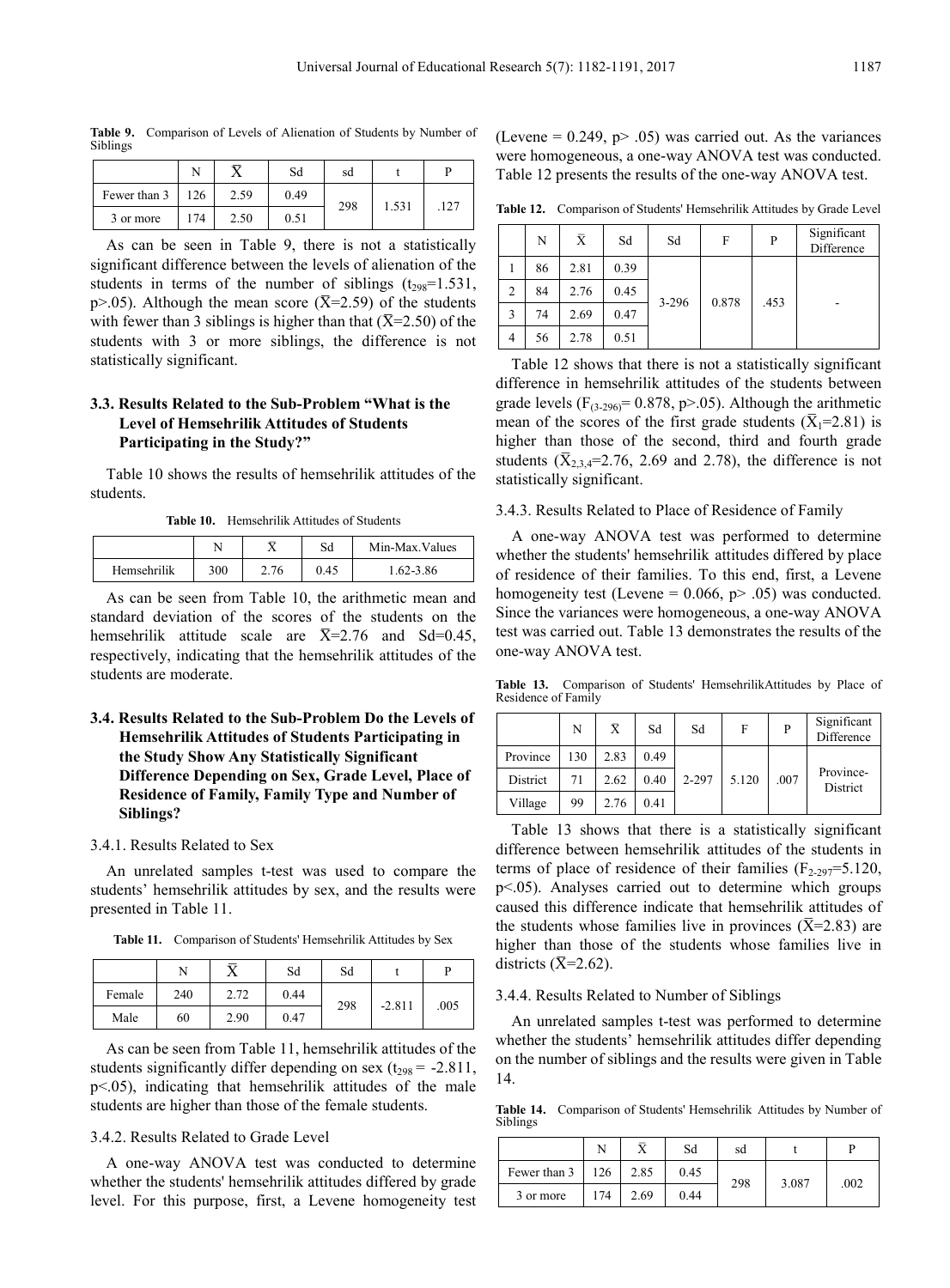**Table 9.** Comparison of Levels of Alienation of Students by Number of Siblings

| | N | $\bar{X}$ | Sd | sd | t | P |
|---|---|---|---|---|---|---|
| Fewer than 3 | 126 | 2.59 | 0.49 | 298 | 1.531 | .127 |
| 3 or more | 174 | 2.50 | 0.51 | | | |

As can be seen in Table 9, there is not a statistically significant difference between the levels of alienation of the students in terms of the number of siblings ($t_{298}$=1.531, p>.05). Although the mean score ($\bar{X}$=2.59) of the students with fewer than 3 siblings is higher than that ($\bar{X}$=2.50) of the students with 3 or more siblings, the difference is not statistically significant.

### 3.3. Results Related to the Sub-Problem "What is the Level of Hemsehrilik Attitudes of Students Participating in the Study?"

Table 10 shows the results of hemsehrilik attitudes of the students.

**Table 10.** Hemsehrilik Attitudes of Students

| | N | $\bar{X}$ | Sd | Min-Max.Values |
|---|---|---|---|---|
| Hemsehrilik | 300 | 2.76 | 0.45 | 1.62-3.86 |

As can be seen from Table 10, the arithmetic mean and standard deviation of the scores of the students on the hemsehrilik attitude scale are $\bar{X}$=2.76 and Sd=0.45, respectively, indicating that the hemsehrilik attitudes of the students are moderate.

### 3.4. Results Related to the Sub-Problem Do the Levels of Hemsehrilik Attitudes of Students Participating in the Study Show Any Statistically Significant Difference Depending on Sex, Grade Level, Place of Residence of Family, Family Type and Number of Siblings?

#### 3.4.1. Results Related to Sex

An unrelated samples t-test was used to compare the students' hemsehrilik attitudes by sex, and the results were presented in Table 11.

**Table 11.** Comparison of Students' Hemsehrilik Attitudes by Sex

| | N | $\bar{X}$ | Sd | Sd | t | P |
|---|---|---|---|---|---|---|
| Female | 240 | 2.72 | 0.44 | 298 | -2.811 | .005 |
| Male | 60 | 2.90 | 0.47 | | | |

As can be seen from Table 11, hemsehrilik attitudes of the students significantly differ depending on sex ($t_{298}$ = -2.811, p<.05), indicating that hemsehrilik attitudes of the male students are higher than those of the female students.

#### 3.4.2. Results Related to Grade Level

A one-way ANOVA test was conducted to determine whether the students' hemsehrilik attitudes differed by grade level. For this purpose, first, a Levene homogeneity test (Levene = 0.249, p> .05) was carried out. As the variances were homogeneous, a one-way ANOVA test was conducted. Table 12 presents the results of the one-way ANOVA test.

**Table 12.** Comparison of Students' Hemsehrilik Attitudes by Grade Level

| | N | $\bar{X}$ | Sd | Sd | F | P | Significant Difference |
|---|---|---|---|---|---|---|---|
| 1 | 86 | 2.81 | 0.39 | 3-296 | 0.878 | .453 | - |
| 2 | 84 | 2.76 | 0.45 | | | | |
| 3 | 74 | 2.69 | 0.47 | | | | |
| 4 | 56 | 2.78 | 0.51 | | | | |

Table 12 shows that there is not a statistically significant difference in hemsehrilik attitudes of the students between grade levels ($F_{(3-296)}$= 0.878, p>.05). Although the arithmetic mean of the scores of the first grade students ($\bar{X}_1$=2.81) is higher than those of the second, third and fourth grade students ($\bar{X}_{2,3,4}$=2.76, 2.69 and 2.78), the difference is not statistically significant.

#### 3.4.3. Results Related to Place of Residence of Family

A one-way ANOVA test was performed to determine whether the students' hemsehrilik attitudes differed by place of residence of their families. To this end, first, a Levene homogeneity test (Levene = 0.066, p> .05) was conducted. Since the variances were homogeneous, a one-way ANOVA test was carried out. Table 13 demonstrates the results of the one-way ANOVA test.

**Table 13.** Comparison of Students' HemsehrilikAttitudes by Place of Residence of Family

| | N | $\bar{X}$ | Sd | Sd | F | P | Significant Difference |
|---|---|---|---|---|---|---|---|
| Province | 130 | 2.83 | 0.49 | 2-297 | 5.120 | .007 | Province-District |
| District | 71 | 2.62 | 0.40 | | | | |
| Village | 99 | 2.76 | 0.41 | | | | |

Table 13 shows that there is a statistically significant difference between hemsehrilik attitudes of the students in terms of place of residence of their families ($F_{2-297}$=5.120, p<.05). Analyses carried out to determine which groups caused this difference indicate that hemsehrilik attitudes of the students whose families live in provinces ($\bar{X}$=2.83) are higher than those of the students whose families live in districts ($\bar{X}$=2.62).

#### 3.4.4. Results Related to Number of Siblings

An unrelated samples t-test was performed to determine whether the students' hemsehrilik attitudes differ depending on the number of siblings and the results were given in Table 14.

**Table 14.** Comparison of Students' Hemsehrilik Attitudes by Number of Siblings

| | N | $\bar{X}$ | Sd | sd | t | P |
|---|---|---|---|---|---|---|
| Fewer than 3 | 126 | 2.85 | 0.45 | 298 | 3.087 | .002 |
| 3 or more | 174 | 2.69 | 0.44 | | | |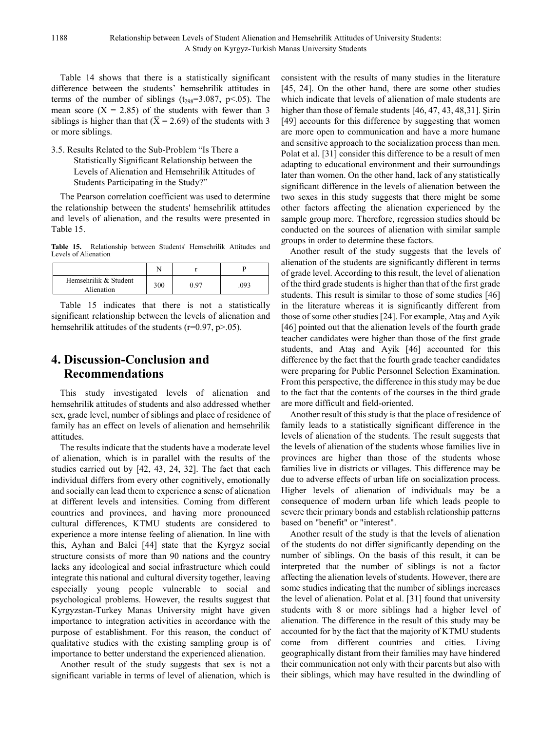Table 14 shows that there is a statistically significant difference between the students' hemsehrilik attitudes in terms of the number of siblings ($t_{298}$=3.087, p<.05). The mean score ($\bar{X}$ = 2.85) of the students with fewer than 3 siblings is higher than that ($\bar{X}$ = 2.69) of the students with 3 or more siblings.

### 3.5. Results Related to the Sub-Problem "Is There a Statistically Significant Relationship between the Levels of Alienation and Hemsehrilik Attitudes of Students Participating in the Study?"

The Pearson correlation coefficient was used to determine the relationship between the students' hemsehrilik attitudes and levels of alienation, and the results were presented in Table 15.

**Table 15.** Relationship between Students' Hemsehrilik Attitudes and Levels of Alienation

| | N | r | P |
|---|---|---|---|
| Hemsehrilik & Student Alienation | 300 | 0.97 | .093 |

Table 15 indicates that there is not a statistically significant relationship between the levels of alienation and hemsehrilik attitudes of the students (r=0.97, p>.05).

## 4. Discussion-Conclusion and Recommendations

This study investigated levels of alienation and hemsehrilik attitudes of students and also addressed whether sex, grade level, number of siblings and place of residence of family has an effect on levels of alienation and hemsehrilik attitudes.

The results indicate that the students have a moderate level of alienation, which is in parallel with the results of the studies carried out by [42, 43, 24, 32]. The fact that each individual differs from every other cognitively, emotionally and socially can lead them to experience a sense of alienation at different levels and intensities. Coming from different countries and provinces, and having more pronounced cultural differences, KTMU students are considered to experience a more intense feeling of alienation. In line with this, Ayhan and Balci [44] state that the Kyrgyz social structure consists of more than 90 nations and the country lacks any ideological and social infrastructure which could integrate this national and cultural diversity together, leaving especially young people vulnerable to social and psychological problems. However, the results suggest that Kyrgyzstan-Turkey Manas University might have given importance to integration activities in accordance with the purpose of establishment. For this reason, the conduct of qualitative studies with the existing sampling group is of importance to better understand the experienced alienation.

Another result of the study suggests that sex is not a significant variable in terms of level of alienation, which is consistent with the results of many studies in the literature [45, 24]. On the other hand, there are some other studies which indicate that levels of alienation of male students are higher than those of female students [46, 47, 43, 48,31]. Şirin [49] accounts for this difference by suggesting that women are more open to communication and have a more humane and sensitive approach to the socialization process than men. Polat et al. [31] consider this difference to be a result of men adapting to educational environment and their surroundings later than women. On the other hand, lack of any statistically significant difference in the levels of alienation between the two sexes in this study suggests that there might be some other factors affecting the alienation experienced by the sample group more. Therefore, regression studies should be conducted on the sources of alienation with similar sample groups in order to determine these factors.

Another result of the study suggests that the levels of alienation of the students are significantly different in terms of grade level. According to this result, the level of alienation of the third grade students is higher than that of the first grade students. This result is similar to those of some studies [46] in the literature whereas it is significantly different from those of some other studies [24]. For example, Ataş and Ayik [46] pointed out that the alienation levels of the fourth grade teacher candidates were higher than those of the first grade students, and Ataş and Ayik [46] accounted for this difference by the fact that the fourth grade teacher candidates were preparing for Public Personnel Selection Examination. From this perspective, the difference in this study may be due to the fact that the contents of the courses in the third grade are more difficult and field-oriented.

Another result of this study is that the place of residence of family leads to a statistically significant difference in the levels of alienation of the students. The result suggests that the levels of alienation of the students whose families live in provinces are higher than those of the students whose families live in districts or villages. This difference may be due to adverse effects of urban life on socialization process. Higher levels of alienation of individuals may be a consequence of modern urban life which leads people to severe their primary bonds and establish relationship patterns based on "benefit" or "interest".

Another result of the study is that the levels of alienation of the students do not differ significantly depending on the number of siblings. On the basis of this result, it can be interpreted that the number of siblings is not a factor affecting the alienation levels of students. However, there are some studies indicating that the number of siblings increases the level of alienation. Polat et al. [31] found that university students with 8 or more siblings had a higher level of alienation. The difference in the result of this study may be accounted for by the fact that the majority of KTMU students come from different countries and cities. Living geographically distant from their families may have hindered their communication not only with their parents but also with their siblings, which may have resulted in the dwindling of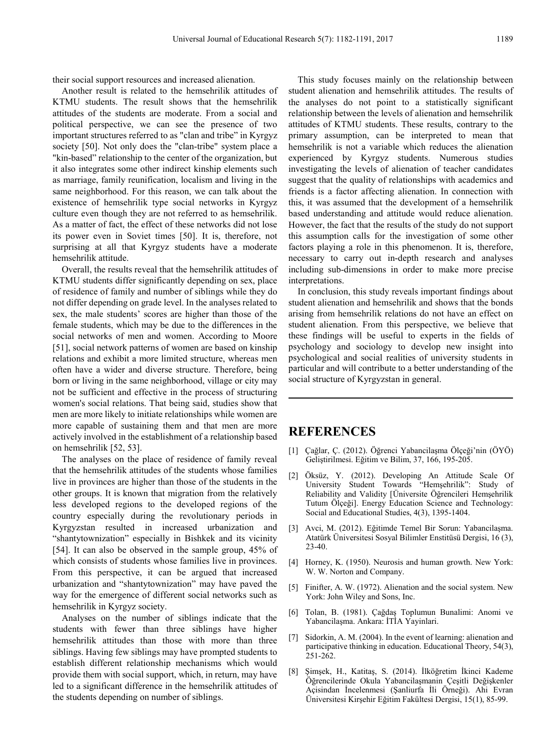their social support resources and increased alienation.

Another result is related to the hemsehrilik attitudes of KTMU students. The result shows that the hemsehrilik attitudes of the students are moderate. From a social and political perspective, we can see the presence of two important structures referred to as "clan and tribe" in Kyrgyz society [50]. Not only does the "clan-tribe" system place a "kin-based" relationship to the center of the organization, but it also integrates some other indirect kinship elements such as marriage, family reunification, localism and living in the same neighborhood. For this reason, we can talk about the existence of hemsehrilik type social networks in Kyrgyz culture even though they are not referred to as hemsehrilik. As a matter of fact, the effect of these networks did not lose its power even in Soviet times [50]. It is, therefore, not surprising at all that Kyrgyz students have a moderate hemsehrilik attitude.

Overall, the results reveal that the hemsehrilik attitudes of KTMU students differ significantly depending on sex, place of residence of family and number of siblings while they do not differ depending on grade level. In the analyses related to sex, the male students' scores are higher than those of the female students, which may be due to the differences in the social networks of men and women. According to Moore [51], social network patterns of women are based on kinship relations and exhibit a more limited structure, whereas men often have a wider and diverse structure. Therefore, being born or living in the same neighborhood, village or city may not be sufficient and effective in the process of structuring women's social relations. That being said, studies show that men are more likely to initiate relationships while women are more capable of sustaining them and that men are more actively involved in the establishment of a relationship based on hemsehrilik [52, 53].

The analyses on the place of residence of family reveal that the hemsehrilik attitudes of the students whose families live in provinces are higher than those of the students in the other groups. It is known that migration from the relatively less developed regions to the developed regions of the country especially during the revolutionary periods in Kyrgyzstan resulted in increased urbanization and "shantytownization" especially in Bishkek and its vicinity [54]. It can also be observed in the sample group, 45% of which consists of students whose families live in provinces. From this perspective, it can be argued that increased urbanization and "shantytownization" may have paved the way for the emergence of different social networks such as hemsehrilik in Kyrgyz society.

Analyses on the number of siblings indicate that the students with fewer than three siblings have higher hemsehrilik attitudes than those with more than three siblings. Having few siblings may have prompted students to establish different relationship mechanisms which would provide them with social support, which, in return, may have led to a significant difference in the hemsehrilik attitudes of the students depending on number of siblings.

This study focuses mainly on the relationship between student alienation and hemsehrilik attitudes. The results of the analyses do not point to a statistically significant relationship between the levels of alienation and hemsehrilik attitudes of KTMU students. These results, contrary to the primary assumption, can be interpreted to mean that hemsehrilik is not a variable which reduces the alienation experienced by Kyrgyz students. Numerous studies investigating the levels of alienation of teacher candidates suggest that the quality of relationships with academics and friends is a factor affecting alienation. In connection with this, it was assumed that the development of a hemsehrilik based understanding and attitude would reduce alienation. However, the fact that the results of the study do not support this assumption calls for the investigation of some other factors playing a role in this phenomenon. It is, therefore, necessary to carry out in-depth research and analyses including sub-dimensions in order to make more precise interpretations.

In conclusion, this study reveals important findings about student alienation and hemsehrilik and shows that the bonds arising from hemsehrilik relations do not have an effect on student alienation. From this perspective, we believe that these findings will be useful to experts in the fields of psychology and sociology to develop new insight into psychological and social realities of university students in particular and will contribute to a better understanding of the social structure of Kyrgyzstan in general.

# REFERENCES

[1] Çağlar, Ç. (2012). Öğrenci Yabancılaşma Ölçeği'nin (ÖYÖ) Geliştirilmesi. Eğitim ve Bilim, 37, 166, 195-205.

[2] Öksüz, Y. (2012). Developing An Attitude Scale Of University Student Towards "Hemşehrilik": Study of Reliability and Validity [Üniversite Öğrencileri Hemşehrilik Tutum Ölçeği]. Energy Education Science and Technology: Social and Educational Studies, 4(3), 1395-1404.

[3] Avci, M. (2012). Eğitimde Temel Bir Sorun: Yabancilaşma. Atatürk Üniversitesi Sosyal Bilimler Enstitüsü Dergisi, 16 (3), 23-40.

[4] Horney, K. (1950). Neurosis and human growth. New York: W. W. Norton and Company.

[5] Finifter, A. W. (1972). Alienation and the social system. New York: John Wiley and Sons, Inc.

[6] Tolan, B. (1981). Çağdaş Toplumun Bunalimi: Anomi ve Yabancilaşma. Ankara: İTİA Yayinlari.

[7] Sidorkin, A. M. (2004). In the event of learning: alienation and participative thinking in education. Educational Theory, 54(3), 251-262.

[8] Şimşek, H., Katitaş, S. (2014). İlköğretim İkinci Kademe Öğrencilerinde Okula Yabancilaşmanin Çeşitli Değişkenler Açisindan İncelenmesi (Şanliurfa İli Örneği). Ahi Evran Üniversitesi Kirşehir Eğitim Fakültesi Dergisi, 15(1), 85-99.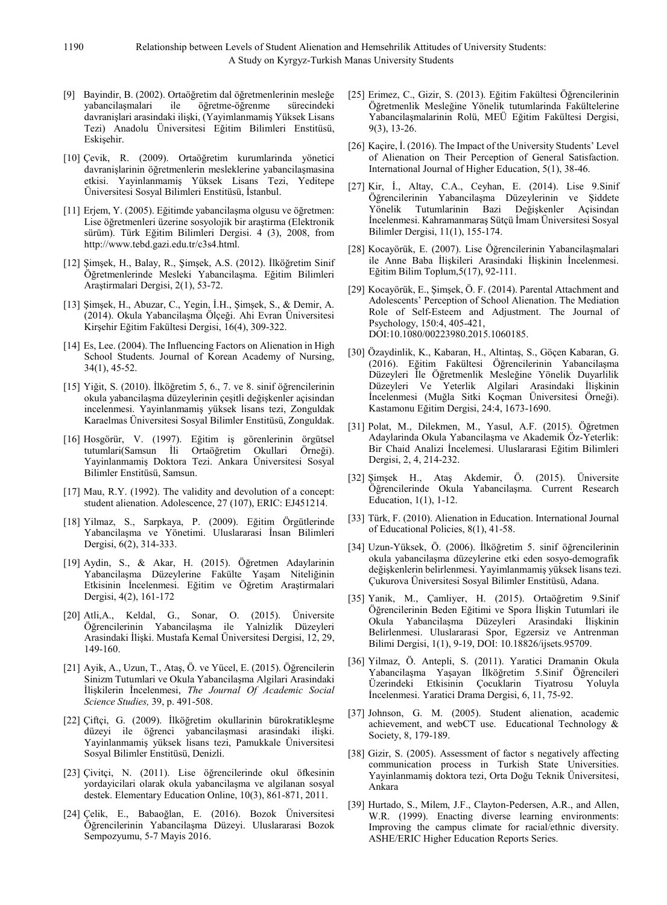[9] Bayindir, B. (2002). Ortaöğretim dal öğretmenlerinin mesleğe yabancilaşmalari ile öğretme-öğrenme sürecindeki davranişlari arasindaki ilişki, (Yayimlanmamiş Yüksek Lisans Tezi) Anadolu Üniversitesi Eğitim Bilimleri Enstitüsü, Eskişehir.

[10] Çevik, R. (2009). Ortaöğretim kurumlarinda yönetici davranişlarinin öğretmenlerin mesleklerine yabancilaşmasina etkisi. Yayinlanmamiş Yüksek Lisans Tezi, Yeditepe Üniversitesi Sosyal Bilimleri Enstitüsü, İstanbul.

[11] Erjem, Y. (2005). Eğitimde yabancilaşma olgusu ve öğretmen: Lise öğretmenleri üzerine sosyolojik bir araştirma (Elektronik sürüm). Türk Eğitim Bilimleri Dergisi. 4 (3), 2008, from http://www.tebd.gazi.edu.tr/c3s4.html.

[12] Şimşek, H., Balay, R., Şimşek, A.S. (2012). İlköğretim Sinif Öğretmenlerinde Mesleki Yabancilaşma. Eğitim Bilimleri Araştirmalari Dergisi, 2(1), 53-72.

[13] Şimşek, H., Abuzar, C., Yegin, İ.H., Şimşek, S., & Demir, A. (2014). Okula Yabancilaşma Ölçeği. Ahi Evran Üniversitesi Kirşehir Eğitim Fakültesi Dergisi, 16(4), 309-322.

[14] Es, Lee. (2004). The Influencing Factors on Alienation in High School Students. Journal of Korean Academy of Nursing, 34(1), 45-52.

[15] Yiğit, S. (2010). İlköğretim 5, 6., 7. ve 8. sinif öğrencilerinin okula yabancilaşma düzeylerinin çeşitli değişkenler açisindan incelenmesi. Yayinlanmamiş yüksek lisans tezi, Zonguldak Karaelmas Üniversitesi Sosyal Bilimler Enstitüsü, Zonguldak.

[16] Hosgörür, V. (1997). Eğitim iş görenlerinin örgütsel tutumlari(Samsun İli Ortaöğretim Okullari Örneği). Yayinlanmamiş Doktora Tezi. Ankara Üniversitesi Sosyal Bilimler Enstitüsü, Samsun.

[17] Mau, R.Y. (1992). The validity and devolution of a concept: student alienation. Adolescence, 27 (107), ERIC: EJ451214.

[18] Yilmaz, S., Sarpkaya, P. (2009). Eğitim Örgütlerinde Yabancilaşma ve Yönetimi. Uluslararasi İnsan Bilimleri Dergisi, 6(2), 314-333.

[19] Aydin, S., & Akar, H. (2015). Öğretmen Adaylarinin Yabancilaşma Düzeylerine Fakülte Yaşam Niteliğinin Etkisinin İncelenmesi. Eğitim ve Öğretim Araştirmalari Dergisi, 4(2), 161-172

[20] Atli,A., Keldal, G., Sonar, O. (2015). Üniversite Öğrencilerinin Yabancilaşma ile Yalnizlik Düzeyleri Arasindaki İlişki. Mustafa Kemal Üniversitesi Dergisi, 12, 29, 149-160.

[21] Ayik, A., Uzun, T., Ataş, Ö. ve Yücel, E. (2015). Öğrencilerin Sinizm Tutumlari ve Okula Yabancilaşma Algilari Arasindaki İlişkilerin İncelenmesi, *The Journal Of Academic Social Science Studies,* 39, p. 491-508.

[22] Çiftçi, G. (2009). İlköğretim okullarinin bürokratikleşme düzeyi ile öğrenci yabancilaşmasi arasindaki ilişki. Yayinlanmamiş yüksek lisans tezi, Pamukkale Üniversitesi Sosyal Bilimler Enstitüsü, Denizli.

[23] Çivitçi, N. (2011). Lise öğrencilerinde okul öfkesinin yordayicilari olarak okula yabancilaşma ve algilanan sosyal destek. Elementary Education Online, 10(3), 861-871, 2011.

[24] Çelik, E., Babaoğlan, E. (2016). Bozok Üniversitesi Öğrencilerinin Yabancilaşma Düzeyi. Uluslararasi Bozok Sempozyumu, 5-7 Mayis 2016.

[25] Erimez, C., Gizir, S. (2013). Eğitim Fakültesi Öğrencilerinin Öğretmenlik Mesleğine Yönelik tutumlarinda Fakültelerine Yabancilaşmalarinin Rolü, MEÜ Eğitim Fakültesi Dergisi, 9(3), 13-26.

[26] Kaçire, İ. (2016). The Impact of the University Students' Level of Alienation on Their Perception of General Satisfaction. International Journal of Higher Education, 5(1), 38-46.

[27] Kir, İ., Altay, C.A., Ceyhan, E. (2014). Lise 9.Sinif Öğrencilerinin Yabancilaşma Düzeylerinin ve Şiddete Yönelik Tutumlarinin Bazi Değişkenler Açisindan İncelenmesi. Kahramanmaraş Sütçü İmam Üniversitesi Sosyal Bilimler Dergisi, 11(1), 155-174.

[28] Kocayörük, E. (2007). Lise Öğrencilerinin Yabancilaşmalari ile Anne Baba İlişkileri Arasindaki İlişkinin İncelenmesi. Eğitim Bilim Toplum,5(17), 92-111.

[29] Kocayörük, E., Şimşek, Ö. F. (2014). Parental Attachment and Adolescents' Perception of School Alienation. The Mediation Role of Self-Esteem and Adjustment. The Journal of Psychology, 150:4, 405-421, DOI:10.1080/00223980.2015.1060185.

[30] Özaydinlik, K., Kabaran, H., Altintaş, S., Göçen Kabaran, G. (2016). Eğitim Fakültesi Öğrencilerinin Yabancilaşma Düzeyleri İle Öğretmenlik Mesleğine Yönelik Duyarlilik Düzeyleri Ve Yeterlik Algilari Arasindaki İlişkinin İncelenmesi (Muğla Sitki Koçman Üniversitesi Örneği). Kastamonu Eğitim Dergisi, 24:4, 1673-1690.

[31] Polat, M., Dilekmen, M., Yasul, A.F. (2015). Öğretmen Adaylarinda Okula Yabancilaşma ve Akademik Öz-Yeterlik: Bir Chaid Analizi İncelemesi. Uluslararasi Eğitim Bilimleri Dergisi, 2, 4, 214-232.

[32] Şimşek H., Ataş Akdemir, Ö. (2015). Üniversite Öğrencilerinde Okula Yabancilaşma. Current Research Education, 1(1), 1-12.

[33] Türk, F. (2010). Alienation in Education. International Journal of Educational Policies, 8(1), 41-58.

[34] Uzun-Yüksek, Ö. (2006). İlköğretim 5. sinif öğrencilerinin okula yabancilaşma düzeylerine etki eden sosyo-demografik değişkenlerin belirlenmesi. Yayimlanmamiş yüksek lisans tezi. Çukurova Üniversitesi Sosyal Bilimler Enstitüsü, Adana.

[35] Yanik, M., Çamliyer, H. (2015). Ortaöğretim 9.Sinif Öğrencilerinin Beden Eğitimi ve Spora İlişkin Tutumlari ile Okula Yabancilaşma Düzeyleri Arasindaki İlişkinin Belirlenmesi. Uluslararasi Spor, Egzersiz ve Antrenman Bilimi Dergisi, 1(1), 9-19, DOI: 10.18826/ijsets.95709.

[36] Yilmaz, Ö. Antepli, S. (2011). Yaratici Dramanin Okula Yabancilaşma Yaşayan İlköğretim 5.Sinif Öğrencileri Üzerindeki Etkisinin Çocuklarin Tiyatrosu Yoluyla İncelenmesi. Yaratici Drama Dergisi, 6, 11, 75-92.

[37] Johnson, G. M. (2005). Student alienation, academic achievement, and webCT use. Educational Technology & Society, 8, 179-189.

[38] Gizir, S. (2005). Assessment of factor s negatively affecting communication process in Turkish State Universities. Yayinlanmamiş doktora tezi, Orta Doğu Teknik Üniversitesi, Ankara

[39] Hurtado, S., Milem, J.F., Clayton-Pedersen, A.R., and Allen, W.R. (1999). Enacting diverse learning environments: Improving the campus climate for racial/ethnic diversity. ASHE/ERIC Higher Education Reports Series.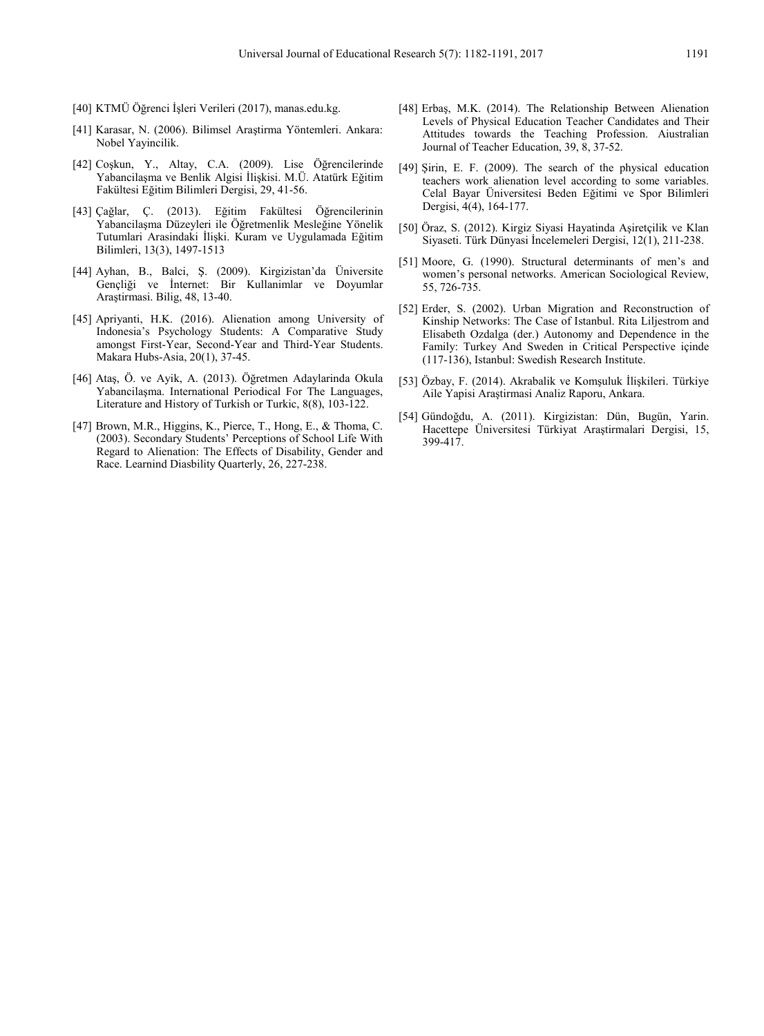[40] KTMÜ Öğrenci İşleri Verileri (2017), manas.edu.kg.

[41] Karasar, N. (2006). Bilimsel Araştirma Yöntemleri. Ankara: Nobel Yayincilik.

[42] Coşkun, Y., Altay, C.A. (2009). Lise Öğrencilerinde Yabancilaşma ve Benlik Algisi İlişkisi. M.Ü. Atatürk Eğitim Fakültesi Eğitim Bilimleri Dergisi, 29, 41-56.

[43] Çağlar, Ç. (2013). Eğitim Fakültesi Öğrencilerinin Yabancilaşma Düzeyleri ile Öğretmenlik Mesleğine Yönelik Tutumlari Arasindaki İlişki. Kuram ve Uygulamada Eğitim Bilimleri, 13(3), 1497-1513

[44] Ayhan, B., Balci, Ş. (2009). Kirgizistan'da Üniversite Gençliği ve İnternet: Bir Kullanimlar ve Doyumlar Araştirmasi. Bilig, 48, 13-40.

[45] Apriyanti, H.K. (2016). Alienation among University of Indonesia's Psychology Students: A Comparative Study amongst First-Year, Second-Year and Third-Year Students. Makara Hubs-Asia, 20(1), 37-45.

[46] Ataş, Ö. ve Ayik, A. (2013). Öğretmen Adaylarinda Okula Yabancilaşma. International Periodical For The Languages, Literature and History of Turkish or Turkic, 8(8), 103-122.

[47] Brown, M.R., Higgins, K., Pierce, T., Hong, E., & Thoma, C. (2003). Secondary Students' Perceptions of School Life With Regard to Alienation: The Effects of Disability, Gender and Race. Learnind Diasbility Quarterly, 26, 227-238.

[48] Erbaş, M.K. (2014). The Relationship Between Alienation Levels of Physical Education Teacher Candidates and Their Attitudes towards the Teaching Profession. Aiustralian Journal of Teacher Education, 39, 8, 37-52.

[49] Şirin, E. F. (2009). The search of the physical education teachers work alienation level according to some variables. Celal Bayar Üniversitesi Beden Eğitimi ve Spor Bilimleri Dergisi, 4(4), 164-177.

[50] Öraz, S. (2012). Kirgiz Siyasi Hayatinda Aşiretçilik ve Klan Siyaseti. Türk Dünyasi İncelemeleri Dergisi, 12(1), 211-238.

[51] Moore, G. (1990). Structural determinants of men's and women's personal networks. American Sociological Review, 55, 726-735.

[52] Erder, S. (2002). Urban Migration and Reconstruction of Kinship Networks: The Case of Istanbul. Rita Liljestrom and Elisabeth Ozdalga (der.) Autonomy and Dependence in the Family: Turkey And Sweden in Critical Perspective içinde (117-136), Istanbul: Swedish Research Institute.

[53] Özbay, F. (2014). Akrabalik ve Komşuluk İlişkileri. Türkiye Aile Yapisi Araştirmasi Analiz Raporu, Ankara.

[54] Gündoğdu, A. (2011). Kirgizistan: Dün, Bugün, Yarin. Hacettepe Üniversitesi Türkiyat Araştirmalari Dergisi, 15, 399-417.